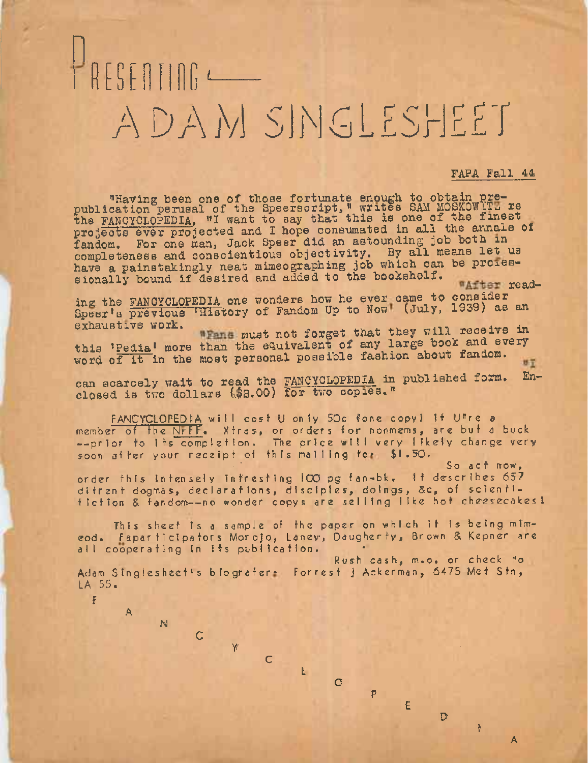# PRESENTING —

# ADAM SINGLESHEET

FAPA Fall 44

"Having been one of those fortunate enough to obtain prepublication perusal of the Speerscript," writes SAM MOSKOWITZ re the FANCYCLOPEDIA, "I want to say that this is one of the finest projects ever projected and I hope consumated in all the annals of fandom. For one man, Jack Speer did an astounding job both in completeness and conscientious objectivity. By all means let us have a painstakingly neat mimeographing job which can be professionally bound if desired and added to the bookshelf.

"After reading the FANCYCLOPEDIA one wonders how he ever came to consider Speer's previous 'History of Fandom Up to Now' (July, 1939) as an exhaustive work.

"Fans must not forget that they will receive in this 'Pedia' more than the equivalent of any large book and every word of it in the most personal possible fashion about fandom.

"I can scarcely wait to read the FANCYCLOPEDIA in published form. Enclosed is two dollars ($2.00) for two copies."

FANCYCLOPEDIA will cost U only 50c (one copy) if U're a member of the NFFF. Xtres, or orders for nonmems, are but a buck --prior to its completion. The price will very likely change very soon after your receipt of this mailing to: $1.50.

So act now, order this intensely intresting 100 pg fan-bk. It describes 657 difrent dogmas, declarations, disciples, doings, &c, of scientifiction & fandom--no wonder copys are selling like hot cheesecakes!

This sheet is a sample of the paper on which it is being mimeod. Faparticipators Morojo, Laney, Daugherty, Brown & Kepner are all coöperating in its publication.

Rush cash, m.o. or check to Adam Singlesheet's biografer: Forrest J Ackerman, 6475 Met Stn, LA 55.

F A N C Y C L O P E D I A